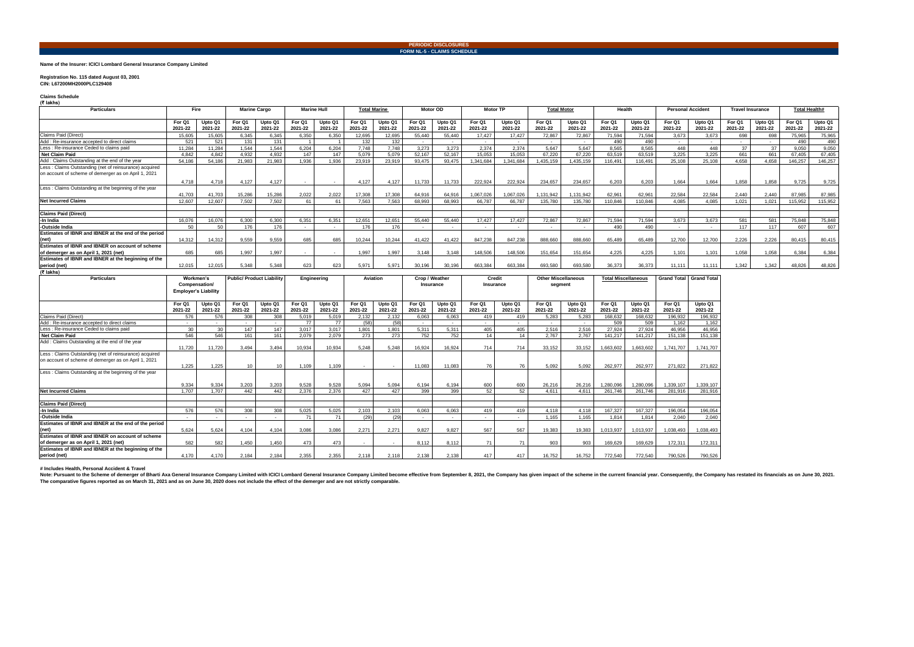**PERIODIC DISCLOSURES**

**FORM NL-5 - CLAIMS SCHEDULE**

**Name of the Insurer: ICICI Lombard General Insurance Company Limited**

**Registration No. 115 dated August 03, 2001**
**CIN: L67200MH2000PLC129408**

**Claims Schedule**
**(₹ lakhs)**

| Particulars | Fire | | Marine Cargo | | Marine Hull | | Total Marine | | Motor OD | | Motor TP | | Total Motor | | Health | | Personal Accident | | Travel Insurance | | Total Health# | |
|---|---|---|---|---|---|---|---|---|---|---|---|---|---|---|---|---|---|---|---|---|---|---|
| | For Q1 2021-22 | Upto Q1 2021-22 | For Q1 2021-22 | Upto Q1 2021-22 | For Q1 2021-22 | Upto Q1 2021-22 | For Q1 2021-22 | Upto Q1 2021-22 | For Q1 2021-22 | Upto Q1 2021-22 | For Q1 2021-22 | Upto Q1 2021-22 | For Q1 2021-22 | Upto Q1 2021-22 | For Q1 2021-22 | Upto Q1 2021-22 | For Q1 2021-22 | Upto Q1 2021-22 | For Q1 2021-22 | Upto Q1 2021-22 | For Q1 2021-22 | Upto Q1 2021-22 |
| Claims Paid (Direct) | 15,605 | 15,605 | 6,345 | 6,345 | 6,350 | 6,350 | 12,695 | 12,695 | 55,440 | 55,440 | 17,427 | 17,427 | 72,867 | 72,867 | 71,594 | 71,594 | 3,673 | 3,673 | 698 | 698 | 75,965 | 75,965 |
| Add : Re-insurance accepted to direct claims | 521 | 521 | 131 | 131 | 1 | 1 | 132 | 132 | - | - | - | - | - | - | 490 | 490 | - | - | - | - | 490 | 490 |
| Less : Re-insurance Ceded to claims paid | 11,284 | 11,284 | 1,544 | 1,544 | 6,204 | 6,204 | 7,748 | 7,748 | 3,273 | 3,273 | 2,374 | 2,374 | 5,647 | 5,647 | 8,565 | 8,565 | 448 | 448 | 37 | 37 | 9,050 | 9,050 |
| **Net Claim Paid** | 4,842 | 4,842 | 4,932 | 4,932 | 147 | 147 | 5,079 | 5,079 | 52,167 | 52,167 | 15,053 | 15,053 | 67,220 | 67,220 | 63,519 | 63,519 | 3,225 | 3,225 | 661 | 661 | 67,405 | 67,405 |
| Add : Claims Outstanding at the end of the year | 54,186 | 54,186 | 21,983 | 21,983 | 1,936 | 1,936 | 23,919 | 23,919 | 93,475 | 93,475 | 1,341,684 | 1,341,684 | 1,435,159 | 1,435,159 | 116,491 | 116,491 | 25,108 | 25,108 | 4,658 | 4,658 | 146,257 | 146,257 |
| Less : Claims Outstanding (net of reinsurance) acquired on account of scheme of demerger as on April 1, 2021 | 4,718 | 4,718 | 4,127 | 4,127 | - | - | 4,127 | 4,127 | 11,733 | 11,733 | 222,924 | 222,924 | 234,657 | 234,657 | 6,203 | 6,203 | 1,664 | 1,664 | 1,858 | 1,858 | 9,725 | 9,725 |
| Less : Claims Outstanding at the beginning of the year | 41,703 | 41,703 | 15,286 | 15,286 | 2,022 | 2,022 | 17,308 | 17,308 | 64,916 | 64,916 | 1,067,026 | 1,067,026 | 1,131,942 | 1,131,942 | 62,961 | 62,961 | 22,584 | 22,584 | 2,440 | 2,440 | 87,985 | 87,985 |
| **Net Incurred Claims** | 12,607 | 12,607 | 7,502 | 7,502 | 61 | 61 | 7,563 | 7,563 | 68,993 | 68,993 | 66,787 | 66,787 | 135,780 | 135,780 | 110,846 | 110,846 | 4,085 | 4,085 | 1,021 | 1,021 | 115,952 | 115,952 |
| **Claims Paid (Direct)** | | | | | | | | | | | | | | | | | | | | | | |
| **-In India** | 16,076 | 16,076 | 6,300 | 6,300 | 6,351 | 6,351 | 12,651 | 12,651 | 55,440 | 55,440 | 17,427 | 17,427 | 72,867 | 72,867 | 71,594 | 71,594 | 3,673 | 3,673 | 581 | 581 | 75,848 | 75,848 |
| **-Outside India** | 50 | 50 | 176 | 176 | - | - | 176 | 176 | - | - | - | - | - | - | 490 | 490 | - | - | 117 | 117 | 607 | 607 |
| **Estimates of IBNR and IBNER at the end of the period (net)** | 14,312 | 14,312 | 9,559 | 9,559 | 685 | 685 | 10,244 | 10,244 | 41,422 | 41,422 | 847,238 | 847,238 | 888,660 | 888,660 | 65,489 | 65,489 | 12,700 | 12,700 | 2,226 | 2,226 | 80,415 | 80,415 |
| **Estimates of IBNR and IBNER on account of scheme of demerger as on April 1, 2021 (net)** | 685 | 685 | 1,997 | 1,997 | - | - | 1,997 | 1,997 | 3,148 | 3,148 | 148,506 | 148,506 | 151,654 | 151,654 | 4,225 | 4,225 | 1,101 | 1,101 | 1,058 | 1,058 | 6,384 | 6,384 |
| **Estimates of IBNR and IBNER at the beginning of the period (net)** | 12,015 | 12,015 | 5,348 | 5,348 | 623 | 623 | 5,971 | 5,971 | 30,196 | 30,196 | 663,384 | 663,384 | 693,580 | 693,580 | 36,373 | 36,373 | 11,111 | 11,111 | 1,342 | 1,342 | 48,826 | 48,826 |

**(₹ lakhs)**

| Particulars | Workmen's Compensation/ Employer's Liability | | Public/ Product Liability | | Engineering | | Aviation | | Crop / Weather Insurance | | Credit Insurance | | Other Miscellaneous segment | | Total Miscellaneous | | Grand Total | Grand Total |
|---|---|---|---|---|---|---|---|---|---|---|---|---|---|---|---|---|---|---|
| | For Q1 2021-22 | Upto Q1 2021-22 | For Q1 2021-22 | Upto Q1 2021-22 | For Q1 2021-22 | Upto Q1 2021-22 | For Q1 2021-22 | Upto Q1 2021-22 | For Q1 2021-22 | Upto Q1 2021-22 | For Q1 2021-22 | Upto Q1 2021-22 | For Q1 2021-22 | Upto Q1 2021-22 | For Q1 2021-22 | Upto Q1 2021-22 | For Q1 2021-22 | Upto Q1 2021-22 |
| Claims Paid (Direct) | 576 | 576 | 308 | 308 | 5,019 | 5,019 | 2,132 | 2,132 | 6,063 | 6,063 | 419 | 419 | 5,283 | 5,283 | 168,632 | 168,632 | 196,932 | 196,932 |
| Add : Re-insurance accepted to direct claims | - | - | - | - | 77 | 77 | (58) | (58) | - | - | - | - | - | - | 509 | 509 | 1,162 | 1,162 |
| Less : Re-insurance Ceded to claims paid | 30 | 30 | 147 | 147 | 3,017 | 3,017 | 1,801 | 1,801 | 5,311 | 5,311 | 405 | 405 | 2,516 | 2,516 | 27,924 | 27,924 | 46,956 | 46,956 |
| **Net Claim Paid** | 546 | 546 | 161 | 161 | 2,079 | 2,079 | 273 | 273 | 752 | 752 | 14 | 14 | 2,767 | 2,767 | 141,217 | 141,217 | 151,138 | 151,138 |
| Add : Claims Outstanding at the end of the year | 11,720 | 11,720 | 3,494 | 3,494 | 10,934 | 10,934 | 5,248 | 5,248 | 16,924 | 16,924 | 714 | 714 | 33,152 | 33,152 | 1,663,602 | 1,663,602 | 1,741,707 | 1,741,707 |
| Less : Claims Outstanding (net of reinsurance) acquired on account of scheme of demerger as on April 1, 2021 | 1,225 | 1,225 | 10 | 10 | 1,109 | 1,109 | - | - | 11,083 | 11,083 | 76 | 76 | 5,092 | 5,092 | 262,977 | 262,977 | 271,822 | 271,822 |
| Less : Claims Outstanding at the beginning of the year | 9,334 | 9,334 | 3,203 | 3,203 | 9,528 | 9,528 | 5,094 | 5,094 | 6,194 | 6,194 | 600 | 600 | 26,216 | 26,216 | 1,280,096 | 1,280,096 | 1,339,107 | 1,339,107 |
| **Net Incurred Claims** | 1,707 | 1,707 | 442 | 442 | 2,376 | 2,376 | 427 | 427 | 399 | 399 | 52 | 52 | 4,611 | 4,611 | 261,746 | 261,746 | 281,916 | 281,916 |
| **Claims Paid (Direct)** | | | | | | | | | | | | | | | | | | |
| **-In India** | 576 | 576 | 308 | 308 | 5,025 | 5,025 | 2,103 | 2,103 | 6,063 | 6,063 | 419 | 419 | 4,118 | 4,118 | 167,327 | 167,327 | 196,054 | 196,054 |
| **-Outside India** | - | - | - | - | 71 | 71 | (29) | (29) | - | - | - | - | 1,165 | 1,165 | 1,814 | 1,814 | 2,040 | 2,040 |
| **Estimates of IBNR and IBNER at the end of the period (net)** | 5,624 | 5,624 | 4,104 | 4,104 | 3,086 | 3,086 | 2,271 | 2,271 | 9,827 | 9,827 | 567 | 567 | 19,383 | 19,383 | 1,013,937 | 1,013,937 | 1,038,493 | 1,038,493 |
| **Estimates of IBNR and IBNER on account of scheme of demerger as on April 1, 2021 (net)** | 582 | 582 | 1,450 | 1,450 | 473 | 473 | - | - | 8,112 | 8,112 | 71 | 71 | 903 | 903 | 169,629 | 169,629 | 172,311 | 172,311 |
| **Estimates of IBNR and IBNER at the beginning of the period (net)** | 4,170 | 4,170 | 2,184 | 2,184 | 2,355 | 2,355 | 2,118 | 2,118 | 2,138 | 2,138 | 417 | 417 | 16,752 | 16,752 | 772,540 | 772,540 | 790,526 | 790,526 |

**# Includes Health, Personal Accident & Travel**

**Note: Pursuant to the Scheme of demerger of Bharti Axa General Insurance Company Limited with ICICI Lombard General Insurance Company Limited become effective from September 8, 2021, the Company has given impact of the scheme in the current financial year. Consequently, the Company has restated its financials as on June 30, 2021. The comparative figures reported as on March 31, 2021 and as on June 30, 2020 does not include the effect of the demerger and are not strictly comparable.**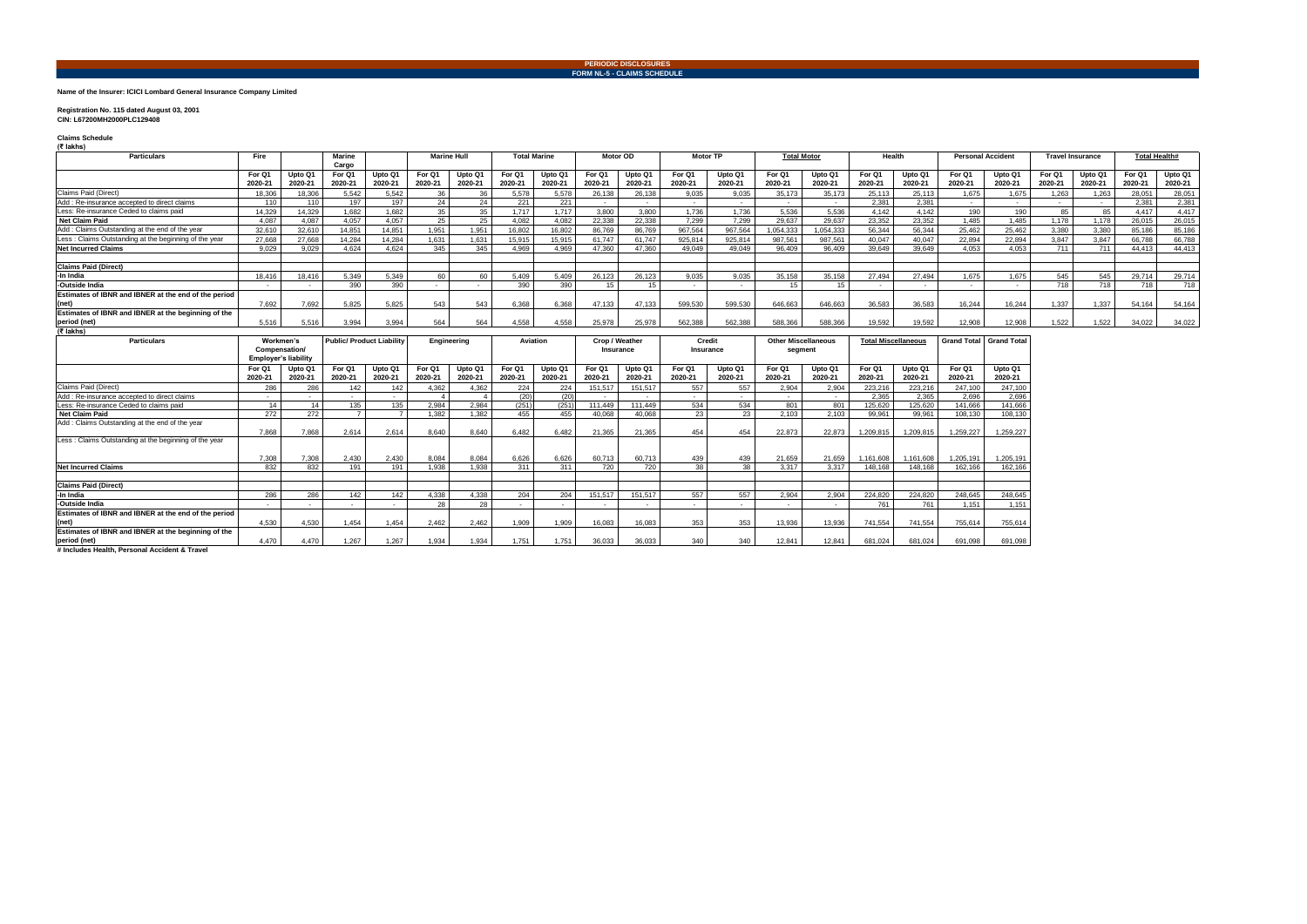**PERIODIC DISCLOSURES**
**FORM NL-5 - CLAIMS SCHEDULE**

**Name of the Insurer: ICICI Lombard General Insurance Company Limited**

**Registration No. 115 dated August 03, 2001**
**CIN: L67200MH2000PLC129408**

**Claims Schedule**
**(₹ lakhs)**

| Particulars | Fire | | Marine Cargo | | Marine Hull | | Total Marine | | Motor OD | | Motor TP | | Total Motor | | Health | | Personal Accident | | Travel Insurance | | Total Health# | |
|---|---|---|---|---|---|---|---|---|---|---|---|---|---|---|---|---|---|---|---|---|---|---|
| | For Q1 2020-21 | Upto Q1 2020-21 | For Q1 2020-21 | Upto Q1 2020-21 | For Q1 2020-21 | Upto Q1 2020-21 | For Q1 2020-21 | Upto Q1 2020-21 | For Q1 2020-21 | Upto Q1 2020-21 | For Q1 2020-21 | Upto Q1 2020-21 | For Q1 2020-21 | Upto Q1 2020-21 | For Q1 2020-21 | Upto Q1 2020-21 | For Q1 2020-21 | Upto Q1 2020-21 | For Q1 2020-21 | Upto Q1 2020-21 | For Q1 2020-21 | Upto Q1 2020-21 |
| Claims Paid (Direct) | 18,306 | 18,306 | 5,542 | 5,542 | 36 | 36 | 5,578 | 5,578 | 26,138 | 26,138 | 9,035 | 9,035 | 35,173 | 35,173 | 25,113 | 25,113 | 1,675 | 1,675 | 1,263 | 1,263 | 28,051 | 28,051 |
| Add : Re-insurance accepted to direct claims | 110 | 110 | 197 | 197 | 24 | 24 | 221 | 221 | - | - | - | - | - | - | 2,381 | 2,381 | - | - | - | - | 2,381 | 2,381 |
| Less: Re-insurance Ceded to claims paid | 14,329 | 14,329 | 1,682 | 1,682 | 35 | 35 | 1,717 | 1,717 | 3,800 | 3,800 | 1,736 | 1,736 | 5,536 | 5,536 | 4,142 | 4,142 | 190 | 190 | 85 | 85 | 4,417 | 4,417 |
| **Net Claim Paid** | 4,087 | 4,087 | 4,057 | 4,057 | 25 | 25 | 4,082 | 4,082 | 22,338 | 22,338 | 7,299 | 7,299 | 29,637 | 29,637 | 23,352 | 23,352 | 1,485 | 1,485 | 1,178 | 1,178 | 26,015 | 26,015 |
| Add : Claims Outstanding at the end of the year | 32,610 | 32,610 | 14,851 | 14,851 | 1,951 | 1,951 | 16,802 | 16,802 | 86,769 | 86,769 | 967,564 | 967,564 | 1,054,333 | 1,054,333 | 56,344 | 56,344 | 25,462 | 25,462 | 3,380 | 3,380 | 85,186 | 85,186 |
| Less : Claims Outstanding at the beginning of the year | 27,668 | 27,668 | 14,284 | 14,284 | 1,631 | 1,631 | 15,915 | 15,915 | 61,747 | 61,747 | 925,814 | 925,814 | 987,561 | 987,561 | 40,047 | 40,047 | 22,894 | 22,894 | 3,847 | 3,847 | 66,788 | 66,788 |
| **Net Incurred Claims** | 9,029 | 9,029 | 4,624 | 4,624 | 345 | 345 | 4,969 | 4,969 | 47,360 | 47,360 | 49,049 | 49,049 | 96,409 | 96,409 | 39,649 | 39,649 | 4,053 | 4,053 | 711 | 711 | 44,413 | 44,413 |
| | | | | | | | | | | | | | | | | | | | | | | |
| **Claims Paid (Direct)** | | | | | | | | | | | | | | | | | | | | | | |
| **-In India** | 18,416 | 18,416 | 5,349 | 5,349 | 60 | 60 | 5,409 | 5,409 | 26,123 | 26,123 | 9,035 | 9,035 | 35,158 | 35,158 | 27,494 | 27,494 | 1,675 | 1,675 | 545 | 545 | 29,714 | 29,714 |
| **-Outside India** | - | - | 390 | 390 | - | - | 390 | 390 | 15 | 15 | - | - | 15 | 15 | - | - | - | - | 718 | 718 | 718 | 718 |
| **Estimates of IBNR and IBNER at the end of the period (net)** | 7,692 | 7,692 | 5,825 | 5,825 | 543 | 543 | 6,368 | 6,368 | 47,133 | 47,133 | 599,530 | 599,530 | 646,663 | 646,663 | 36,583 | 36,583 | 16,244 | 16,244 | 1,337 | 1,337 | 54,164 | 54,164 |
| **Estimates of IBNR and IBNER at the beginning of the period (net)** | 5,516 | 5,516 | 3,994 | 3,994 | 564 | 564 | 4,558 | 4,558 | 25,978 | 25,978 | 562,388 | 562,388 | 588,366 | 588,366 | 19,592 | 19,592 | 12,908 | 12,908 | 1,522 | 1,522 | 34,022 | 34,022 |

**(₹ lakhs)**

| Particulars | Workmen's Compensation/ Employer's liability | | Public/ Product Liability | | Engineering | | Aviation | | Crop / Weather Insurance | | Credit Insurance | | Other Miscellaneous segment | | Total Miscellaneous | | Grand Total | Grand Total |
|---|---|---|---|---|---|---|---|---|---|---|---|---|---|---|---|---|---|---|
| | For Q1 2020-21 | Upto Q1 2020-21 | For Q1 2020-21 | Upto Q1 2020-21 | For Q1 2020-21 | Upto Q1 2020-21 | For Q1 2020-21 | Upto Q1 2020-21 | For Q1 2020-21 | Upto Q1 2020-21 | For Q1 2020-21 | Upto Q1 2020-21 | For Q1 2020-21 | Upto Q1 2020-21 | For Q1 2020-21 | Upto Q1 2020-21 | For Q1 2020-21 | Upto Q1 2020-21 |
| Claims Paid (Direct) | 286 | 286 | 142 | 142 | 4,362 | 4,362 | 224 | 224 | 151,517 | 151,517 | 557 | 557 | 2,904 | 2,904 | 223,216 | 223,216 | 247,100 | 247,100 |
| Add : Re-insurance accepted to direct claims | - | - | - | - | 4 | 4 | (20) | (20) | - | - | - | - | - | - | 2,365 | 2,365 | 2,696 | 2,696 |
| Less: Re-insurance Ceded to claims paid | 14 | 14 | 135 | 135 | 2,984 | 2,984 | (251) | (251) | 111,449 | 111,449 | 534 | 534 | 801 | 801 | 125,620 | 125,620 | 141,666 | 141,666 |
| **Net Claim Paid** | 272 | 272 | 7 | 7 | 1,382 | 1,382 | 455 | 455 | 40,068 | 40,068 | 23 | 23 | 2,103 | 2,103 | 99,961 | 99,961 | 108,130 | 108,130 |
| Add : Claims Outstanding at the end of the year | 7,868 | 7,868 | 2,614 | 2,614 | 8,640 | 8,640 | 6,482 | 6,482 | 21,365 | 21,365 | 454 | 454 | 22,873 | 22,873 | 1,209,815 | 1,209,815 | 1,259,227 | 1,259,227 |
| Less : Claims Outstanding at the beginning of the year | 7,308 | 7,308 | 2,430 | 2,430 | 8,084 | 8,084 | 6,626 | 6,626 | 60,713 | 60,713 | 439 | 439 | 21,659 | 21,659 | 1,161,608 | 1,161,608 | 1,205,191 | 1,205,191 |
| **Net Incurred Claims** | 832 | 832 | 191 | 191 | 1,938 | 1,938 | 311 | 311 | 720 | 720 | 38 | 38 | 3,317 | 3,317 | 148,168 | 148,168 | 162,166 | 162,166 |
| | | | | | | | | | | | | | | | | | | |
| **Claims Paid (Direct)** | | | | | | | | | | | | | | | | | | |
| **-In India** | 286 | 286 | 142 | 142 | 4,338 | 4,338 | 204 | 204 | 151,517 | 151,517 | 557 | 557 | 2,904 | 2,904 | 224,820 | 224,820 | 248,645 | 248,645 |
| **-Outside India** | - | - | - | - | 28 | 28 | - | - | - | - | - | - | - | - | 761 | 761 | 1,151 | 1,151 |
| **Estimates of IBNR and IBNER at the end of the period (net)** | 4,530 | 4,530 | 1,454 | 1,454 | 2,462 | 2,462 | 1,909 | 1,909 | 16,083 | 16,083 | 353 | 353 | 13,936 | 13,936 | 741,554 | 741,554 | 755,614 | 755,614 |
| **Estimates of IBNR and IBNER at the beginning of the period (net)** | 4,470 | 4,470 | 1,267 | 1,267 | 1,934 | 1,934 | 1,751 | 1,751 | 36,033 | 36,033 | 340 | 340 | 12,841 | 12,841 | 681,024 | 681,024 | 691,098 | 691,098 |

**# Includes Health, Personal Accident & Travel**